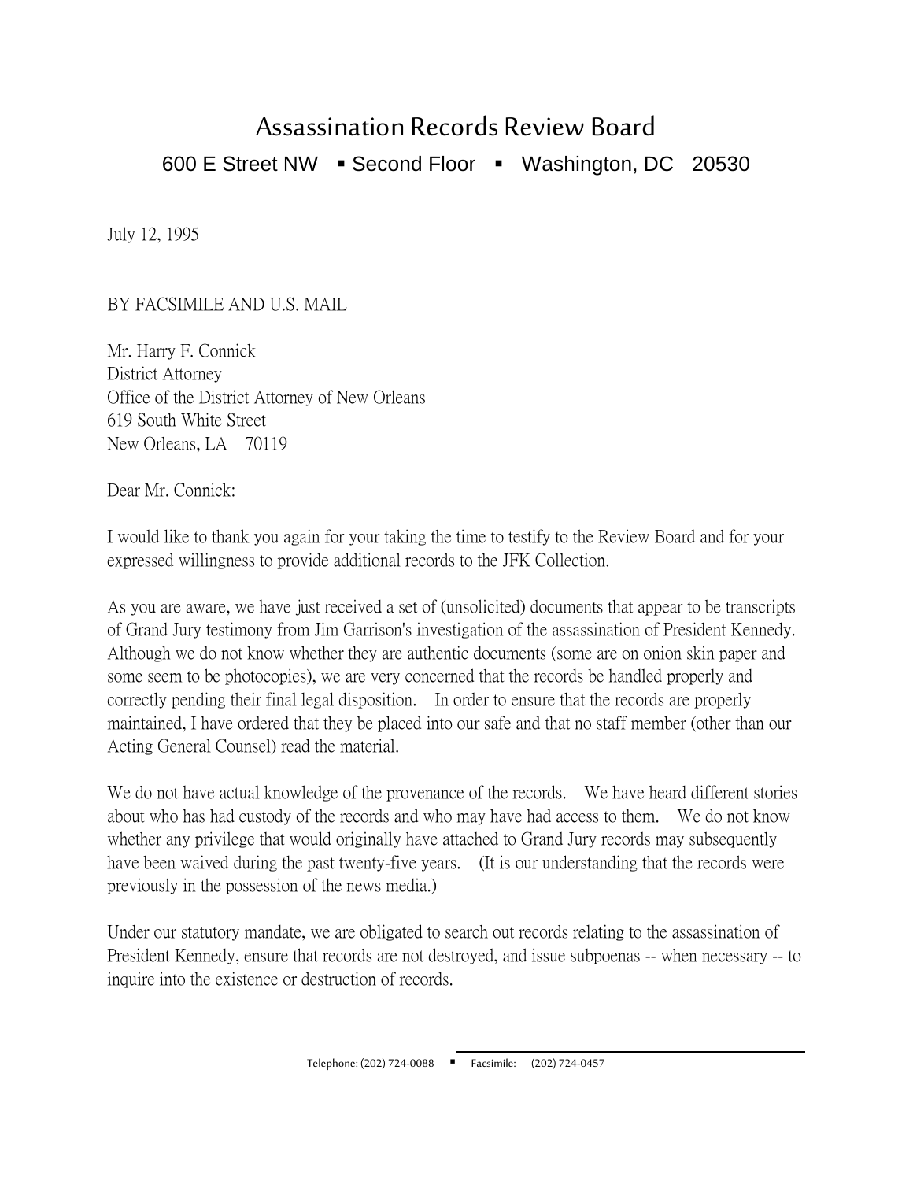# Assassination Records Review Board

600 E Street NW ▪ Second Floor ▪ Washington, DC 20530

July 12, 1995

BY FACSIMILE AND U.S. MAIL

Mr. Harry F. Connick
District Attorney
Office of the District Attorney of New Orleans
619 South White Street
New Orleans, LA 70119

Dear Mr. Connick:

I would like to thank you again for your taking the time to testify to the Review Board and for your expressed willingness to provide additional records to the JFK Collection.

As you are aware, we have just received a set of (unsolicited) documents that appear to be transcripts of Grand Jury testimony from Jim Garrison's investigation of the assassination of President Kennedy. Although we do not know whether they are authentic documents (some are on onion skin paper and some seem to be photocopies), we are very concerned that the records be handled properly and correctly pending their final legal disposition. In order to ensure that the records are properly maintained, I have ordered that they be placed into our safe and that no staff member (other than our Acting General Counsel) read the material.

We do not have actual knowledge of the provenance of the records. We have heard different stories about who has had custody of the records and who may have had access to them. We do not know whether any privilege that would originally have attached to Grand Jury records may subsequently have been waived during the past twenty-five years. (It is our understanding that the records were previously in the possession of the news media.)

Under our statutory mandate, we are obligated to search out records relating to the assassination of President Kennedy, ensure that records are not destroyed, and issue subpoenas -- when necessary -- to inquire into the existence or destruction of records.

Telephone: (202) 724-0088 ▪ Facsimile: (202) 724-0457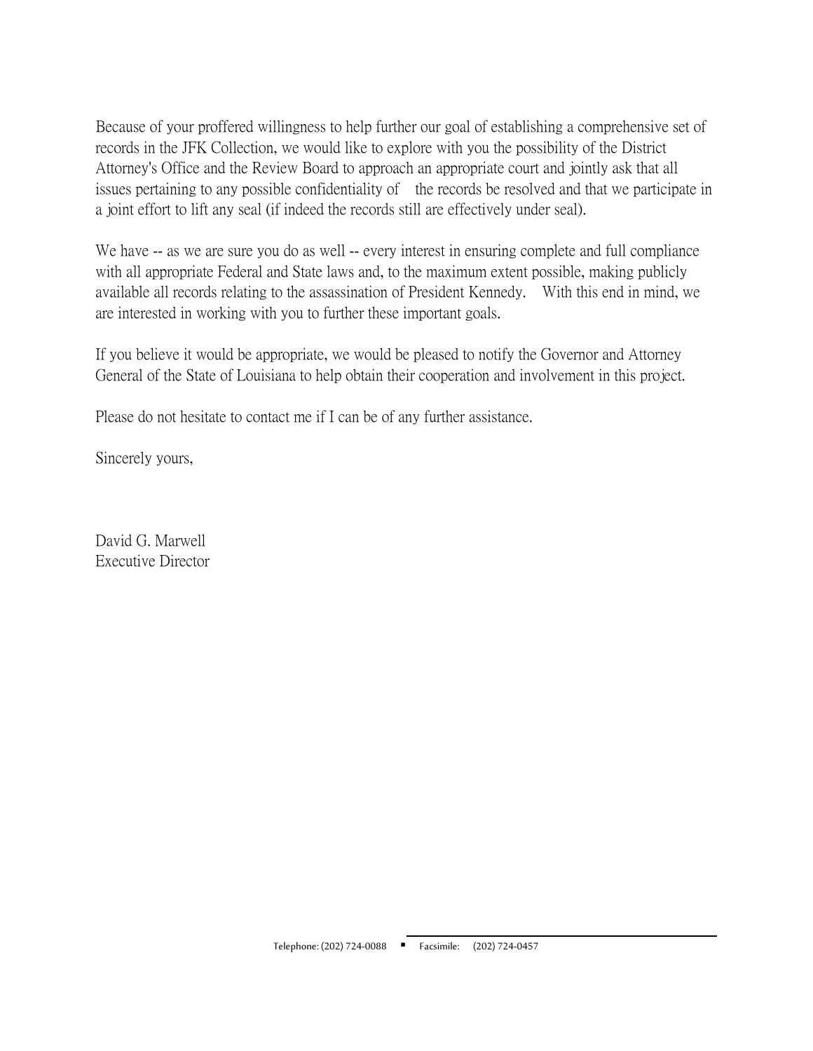Because of your proffered willingness to help further our goal of establishing a comprehensive set of records in the JFK Collection, we would like to explore with you the possibility of the District Attorney's Office and the Review Board to approach an appropriate court and jointly ask that all issues pertaining to any possible confidentiality of the records be resolved and that we participate in a joint effort to lift any seal (if indeed the records still are effectively under seal).

We have -- as we are sure you do as well -- every interest in ensuring complete and full compliance with all appropriate Federal and State laws and, to the maximum extent possible, making publicly available all records relating to the assassination of President Kennedy. With this end in mind, we are interested in working with you to further these important goals.

If you believe it would be appropriate, we would be pleased to notify the Governor and Attorney General of the State of Louisiana to help obtain their cooperation and involvement in this project.

Please do not hesitate to contact me if I can be of any further assistance.

Sincerely yours,

David G. Marwell
Executive Director

Telephone: (202) 724-0088 ▪ Facsimile: (202) 724-0457